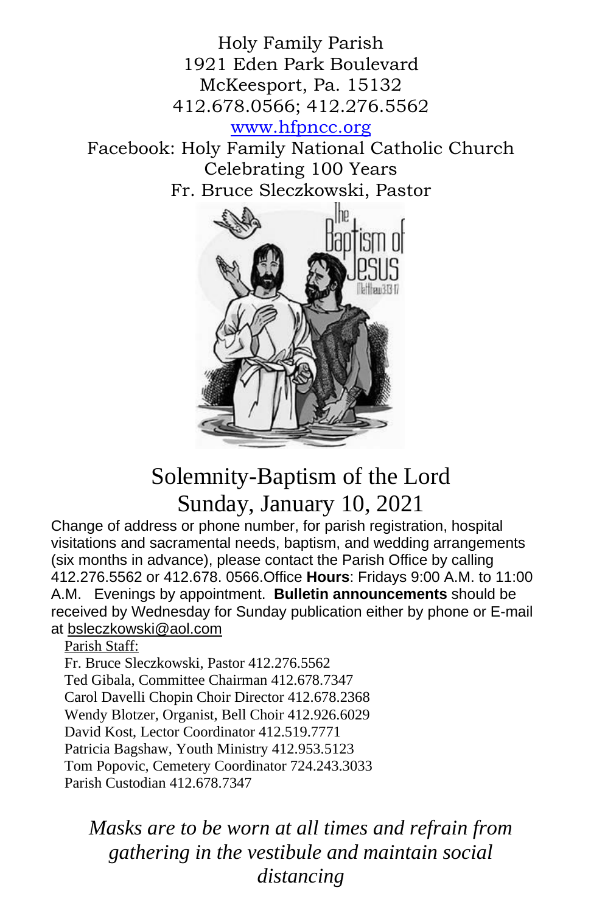Holy Family Parish
1921 Eden Park Boulevard
McKeesport, Pa. 15132
412.678.0566; 412.276.5562
www.hfpncc.org
Facebook: Holy Family National Catholic Church
Celebrating 100 Years
Fr. Bruce Sleczkowski, Pastor

# Solemnity-Baptism of the Lord
## Sunday, January 10, 2021

Change of address or phone number, for parish registration, hospital visitations and sacramental needs, baptism, and wedding arrangements (six months in advance), please contact the Parish Office by calling 412.276.5562 or 412.678. 0566.Office **Hours**: Fridays 9:00 A.M. to 11:00 A.M. Evenings by appointment. **Bulletin announcements** should be received by Wednesday for Sunday publication either by phone or E-mail at bsleczkowski@aol.com

Parish Staff:
Fr. Bruce Sleczkowski, Pastor 412.276.5562
Ted Gibala, Committee Chairman 412.678.7347
Carol Davelli Chopin Choir Director 412.678.2368
Wendy Blotzer, Organist, Bell Choir 412.926.6029
David Kost, Lector Coordinator 412.519.7771
Patricia Bagshaw, Youth Ministry 412.953.5123
Tom Popovic, Cemetery Coordinator 724.243.3033
Parish Custodian 412.678.7347

*Masks are to be worn at all times and refrain from gathering in the vestibule and maintain social distancing*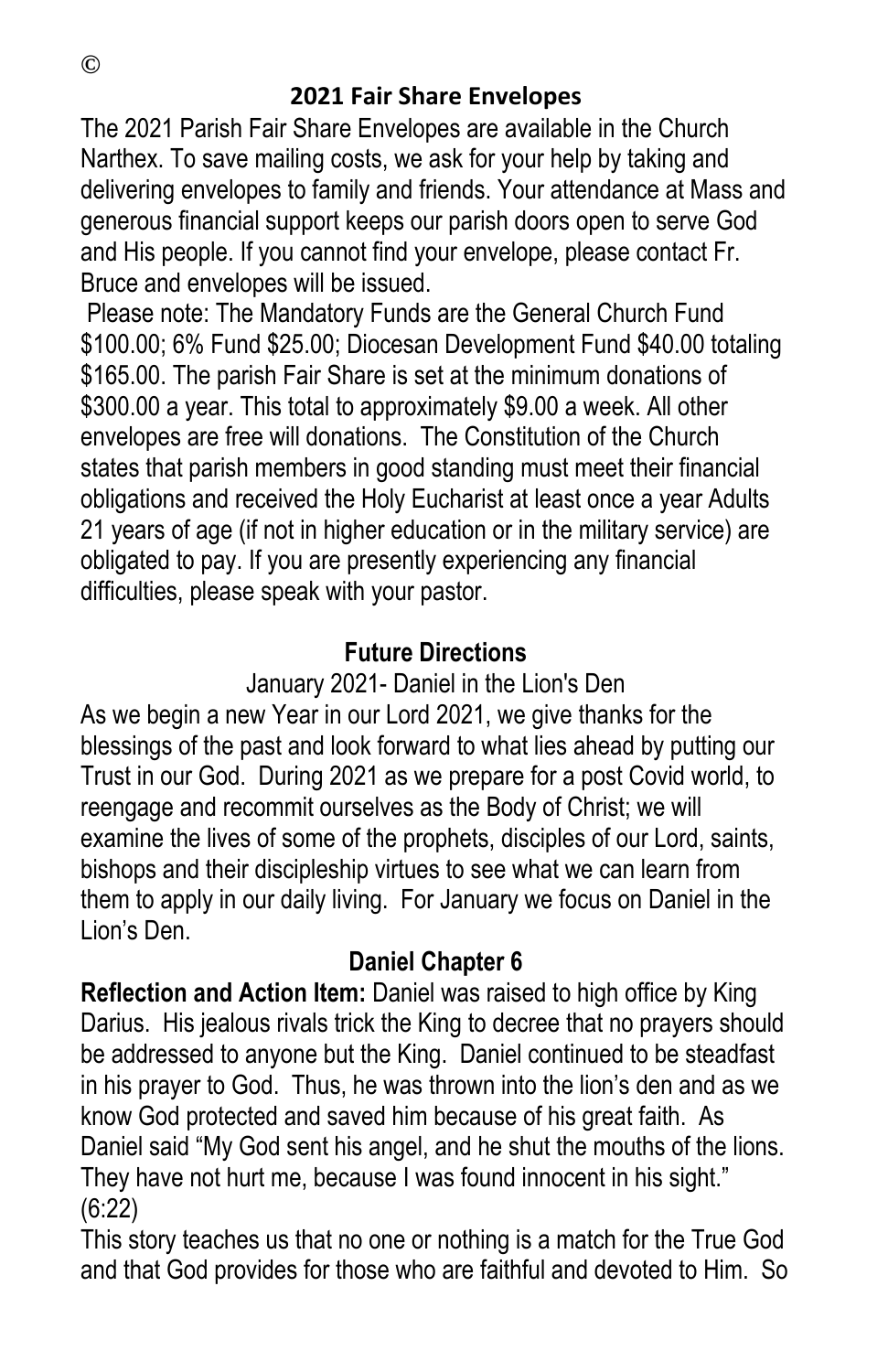©

## 2021 Fair Share Envelopes

The 2021 Parish Fair Share Envelopes are available in the Church Narthex. To save mailing costs, we ask for your help by taking and delivering envelopes to family and friends. Your attendance at Mass and generous financial support keeps our parish doors open to serve God and His people. If you cannot find your envelope, please contact Fr. Bruce and envelopes will be issued.

Please note: The Mandatory Funds are the General Church Fund $100.00; 6% Fund $25.00; Diocesan Development Fund $40.00 totaling $165.00. The parish Fair Share is set at the minimum donations of $300.00 a year. This total to approximately $9.00 a week. All other envelopes are free will donations. The Constitution of the Church states that parish members in good standing must meet their financial obligations and received the Holy Eucharist at least once a year Adults 21 years of age (if not in higher education or in the military service) are obligated to pay. If you are presently experiencing any financial difficulties, please speak with your pastor.

## Future Directions

January 2021- Daniel in the Lion's Den

As we begin a new Year in our Lord 2021, we give thanks for the blessings of the past and look forward to what lies ahead by putting our Trust in our God. During 2021 as we prepare for a post Covid world, to reengage and recommit ourselves as the Body of Christ; we will examine the lives of some of the prophets, disciples of our Lord, saints, bishops and their discipleship virtues to see what we can learn from them to apply in our daily living. For January we focus on Daniel in the Lion's Den.

## Daniel Chapter 6

**Reflection and Action Item:** Daniel was raised to high office by King Darius. His jealous rivals trick the King to decree that no prayers should be addressed to anyone but the King. Daniel continued to be steadfast in his prayer to God. Thus, he was thrown into the lion's den and as we know God protected and saved him because of his great faith. As Daniel said "My God sent his angel, and he shut the mouths of the lions. They have not hurt me, because I was found innocent in his sight." (6:22)

This story teaches us that no one or nothing is a match for the True God and that God provides for those who are faithful and devoted to Him. So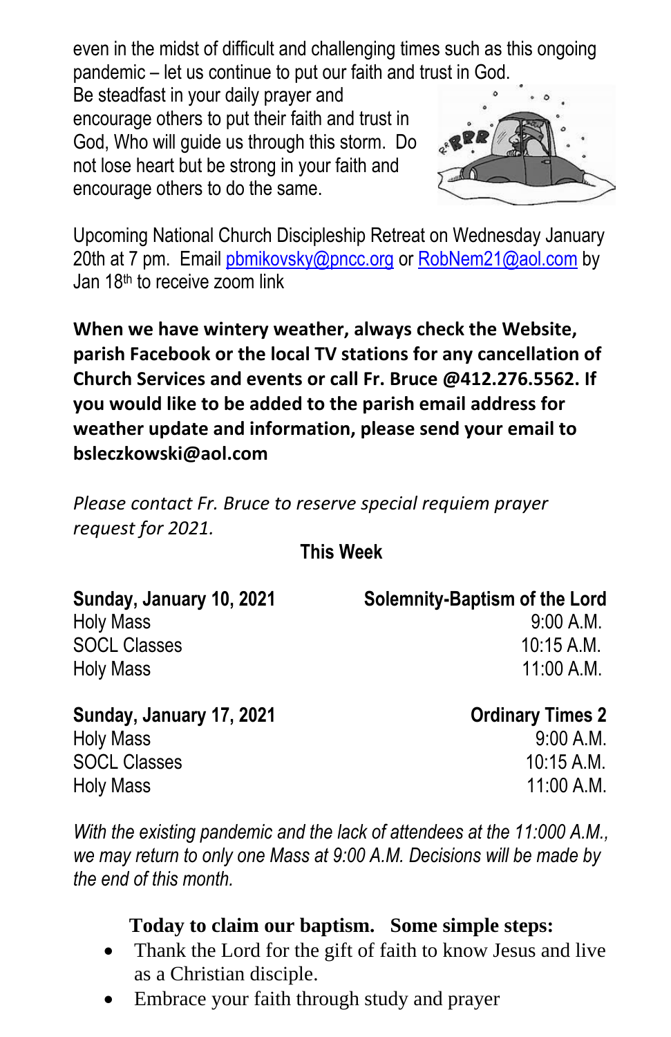even in the midst of difficult and challenging times such as this ongoing pandemic – let us continue to put our faith and trust in God. Be steadfast in your daily prayer and encourage others to put their faith and trust in God, Who will guide us through this storm. Do not lose heart but be strong in your faith and encourage others to do the same.

Upcoming National Church Discipleship Retreat on Wednesday January 20th at 7 pm. Email pbmikovsky@pncc.org or RobNem21@aol.com by Jan 18th to receive zoom link

**When we have wintery weather, always check the Website, parish Facebook or the local TV stations for any cancellation of Church Services and events or call Fr. Bruce @412.276.5562. If you would like to be added to the parish email address for weather update and information, please send your email to bsleczkowski@aol.com**

*Please contact Fr. Bruce to reserve special requiem prayer request for 2021.*

**This Week**

| **Sunday, January 10, 2021** | **Solemnity-Baptism of the Lord** |
|---|---|
| Holy Mass | 9:00 A.M. |
| SOCL Classes | 10:15 A.M. |
| Holy Mass | 11:00 A.M. |

| **Sunday, January 17, 2021** | **Ordinary Times 2** |
|---|---|
| Holy Mass | 9:00 A.M. |
| SOCL Classes | 10:15 A.M. |
| Holy Mass | 11:00 A.M. |

*With the existing pandemic and the lack of attendees at the 11:000 A.M., we may return to only one Mass at 9:00 A.M. Decisions will be made by the end of this month.*

**Today to claim our baptism. Some simple steps:**

- Thank the Lord for the gift of faith to know Jesus and live as a Christian disciple.
- Embrace your faith through study and prayer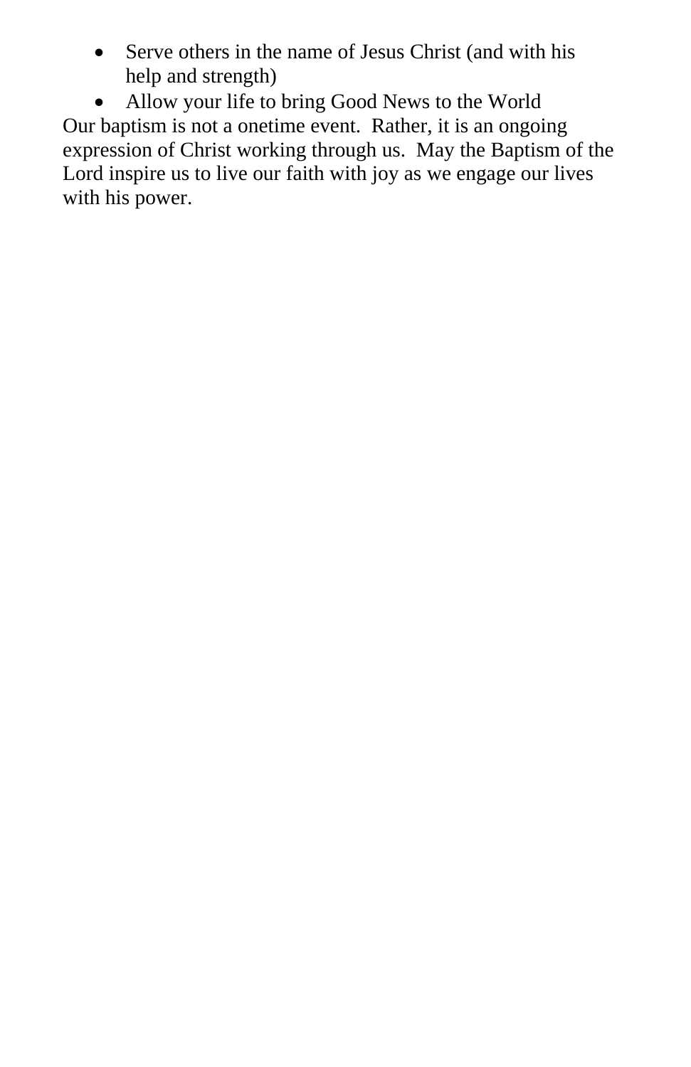- Serve others in the name of Jesus Christ (and with his help and strength)
- Allow your life to bring Good News to the World

Our baptism is not a onetime event. Rather, it is an ongoing expression of Christ working through us. May the Baptism of the Lord inspire us to live our faith with joy as we engage our lives with his power.